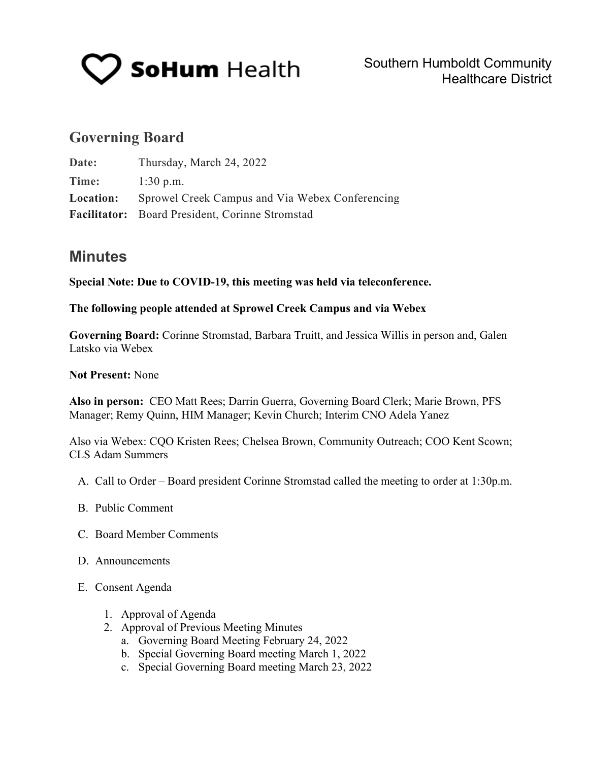SoHum Health

Southern Humboldt Community Healthcare District

## Governing Board

**Date:** Thursday, March 24, 2022

**Time:** 1:30 p.m.

**Location:** Sprowel Creek Campus and Via Webex Conferencing

**Facilitator:** Board President, Corinne Stromstad

## Minutes

**Special Note: Due to COVID-19, this meeting was held via teleconference.**

**The following people attended at Sprowel Creek Campus and via Webex**

**Governing Board:** Corinne Stromstad, Barbara Truitt, and Jessica Willis in person and, Galen Latsko via Webex

**Not Present:** None

**Also in person:** CEO Matt Rees; Darrin Guerra, Governing Board Clerk; Marie Brown, PFS Manager; Remy Quinn, HIM Manager; Kevin Church; Interim CNO Adela Yanez

Also via Webex: CQO Kristen Rees; Chelsea Brown, Community Outreach; COO Kent Scown; CLS Adam Summers

A. Call to Order – Board president Corinne Stromstad called the meeting to order at 1:30p.m.

B. Public Comment

C. Board Member Comments

D. Announcements

E. Consent Agenda

1. Approval of Agenda
2. Approval of Previous Meeting Minutes
   a. Governing Board Meeting February 24, 2022
   b. Special Governing Board meeting March 1, 2022
   c. Special Governing Board meeting March 23, 2022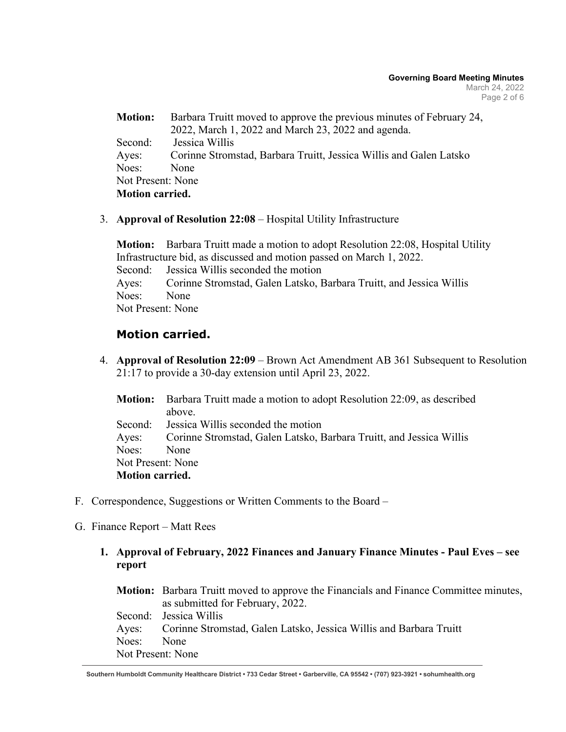**Motion:** Barbara Truitt moved to approve the previous minutes of February 24, 2022, March 1, 2022 and March 23, 2022 and agenda.
Second: Jessica Willis
Ayes: Corinne Stromstad, Barbara Truitt, Jessica Willis and Galen Latsko
Noes: None
Not Present: None
**Motion carried.**

3. **Approval of Resolution 22:08** – Hospital Utility Infrastructure

   **Motion:** Barbara Truitt made a motion to adopt Resolution 22:08, Hospital Utility Infrastructure bid, as discussed and motion passed on March 1, 2022.
   Second: Jessica Willis seconded the motion
   Ayes: Corinne Stromstad, Galen Latsko, Barbara Truitt, and Jessica Willis
   Noes: None
   Not Present: None

   **Motion carried.**

4. **Approval of Resolution 22:09** – Brown Act Amendment AB 361 Subsequent to Resolution 21:17 to provide a 30-day extension until April 23, 2022.

   **Motion:** Barbara Truitt made a motion to adopt Resolution 22:09, as described above.
   Second: Jessica Willis seconded the motion
   Ayes: Corinne Stromstad, Galen Latsko, Barbara Truitt, and Jessica Willis
   Noes: None
   Not Present: None
   **Motion carried.**

F. Correspondence, Suggestions or Written Comments to the Board –

G. Finance Report – Matt Rees

1. **Approval of February, 2022 Finances and January Finance Minutes - Paul Eves – see report**

   **Motion:** Barbara Truitt moved to approve the Financials and Finance Committee minutes, as submitted for February, 2022.
   Second: Jessica Willis
   Ayes: Corinne Stromstad, Galen Latsko, Jessica Willis and Barbara Truitt
   Noes: None
   Not Present: None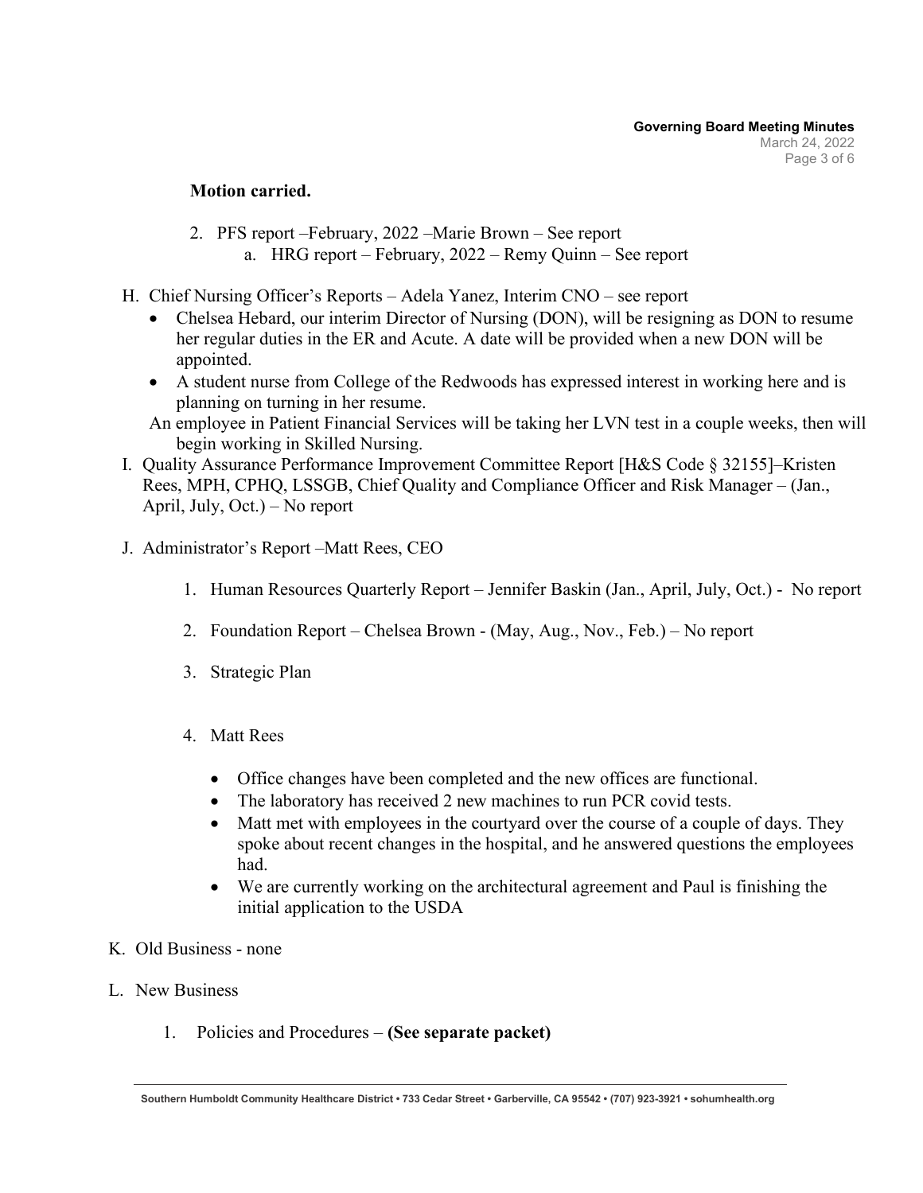**Motion carried.**

2. PFS report –February, 2022 –Marie Brown – See report
   a. HRG report – February, 2022 – Remy Quinn – See report

H. Chief Nursing Officer's Reports – Adela Yanez, Interim CNO – see report
   - Chelsea Hebard, our interim Director of Nursing (DON), will be resigning as DON to resume her regular duties in the ER and Acute. A date will be provided when a new DON will be appointed.
   - A student nurse from College of the Redwoods has expressed interest in working here and is planning on turning in her resume.

   An employee in Patient Financial Services will be taking her LVN test in a couple weeks, then will begin working in Skilled Nursing.

I. Quality Assurance Performance Improvement Committee Report [H&S Code § 32155]–Kristen Rees, MPH, CPHQ, LSSGB, Chief Quality and Compliance Officer and Risk Manager – (Jan., April, July, Oct.) – No report

J. Administrator's Report –Matt Rees, CEO

   1. Human Resources Quarterly Report – Jennifer Baskin (Jan., April, July, Oct.) - No report

   2. Foundation Report – Chelsea Brown - (May, Aug., Nov., Feb.) – No report

   3. Strategic Plan

   4. Matt Rees

      - Office changes have been completed and the new offices are functional.
      - The laboratory has received 2 new machines to run PCR covid tests.
      - Matt met with employees in the courtyard over the course of a couple of days. They spoke about recent changes in the hospital, and he answered questions the employees had.
      - We are currently working on the architectural agreement and Paul is finishing the initial application to the USDA

K. Old Business - none

L. New Business

   1. Policies and Procedures – **(See separate packet)**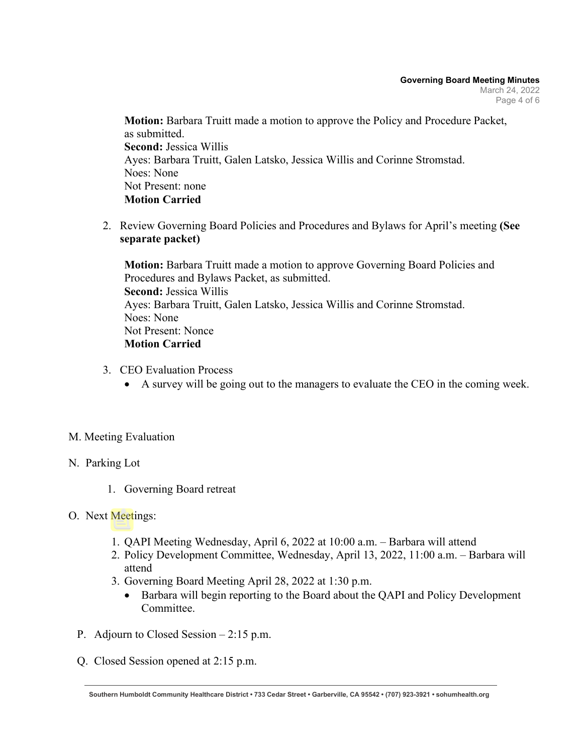**Motion:** Barbara Truitt made a motion to approve the Policy and Procedure Packet, as submitted.
**Second:** Jessica Willis
Ayes: Barbara Truitt, Galen Latsko, Jessica Willis and Corinne Stromstad.
Noes: None
Not Present: none
**Motion Carried**

2. Review Governing Board Policies and Procedures and Bylaws for April's meeting **(See separate packet)**

   **Motion:** Barbara Truitt made a motion to approve Governing Board Policies and Procedures and Bylaws Packet, as submitted.
   **Second:** Jessica Willis
   Ayes: Barbara Truitt, Galen Latsko, Jessica Willis and Corinne Stromstad.
   Noes: None
   Not Present: Nonce
   **Motion Carried**

3. CEO Evaluation Process
   - A survey will be going out to the managers to evaluate the CEO in the coming week.

M. Meeting Evaluation

N. Parking Lot

1. Governing Board retreat

O. Next Meetings:

1. QAPI Meeting Wednesday, April 6, 2022 at 10:00 a.m. – Barbara will attend
2. Policy Development Committee, Wednesday, April 13, 2022, 11:00 a.m. – Barbara will attend
3. Governing Board Meeting April 28, 2022 at 1:30 p.m.
   - Barbara will begin reporting to the Board about the QAPI and Policy Development Committee.

P. Adjourn to Closed Session – 2:15 p.m.

Q. Closed Session opened at 2:15 p.m.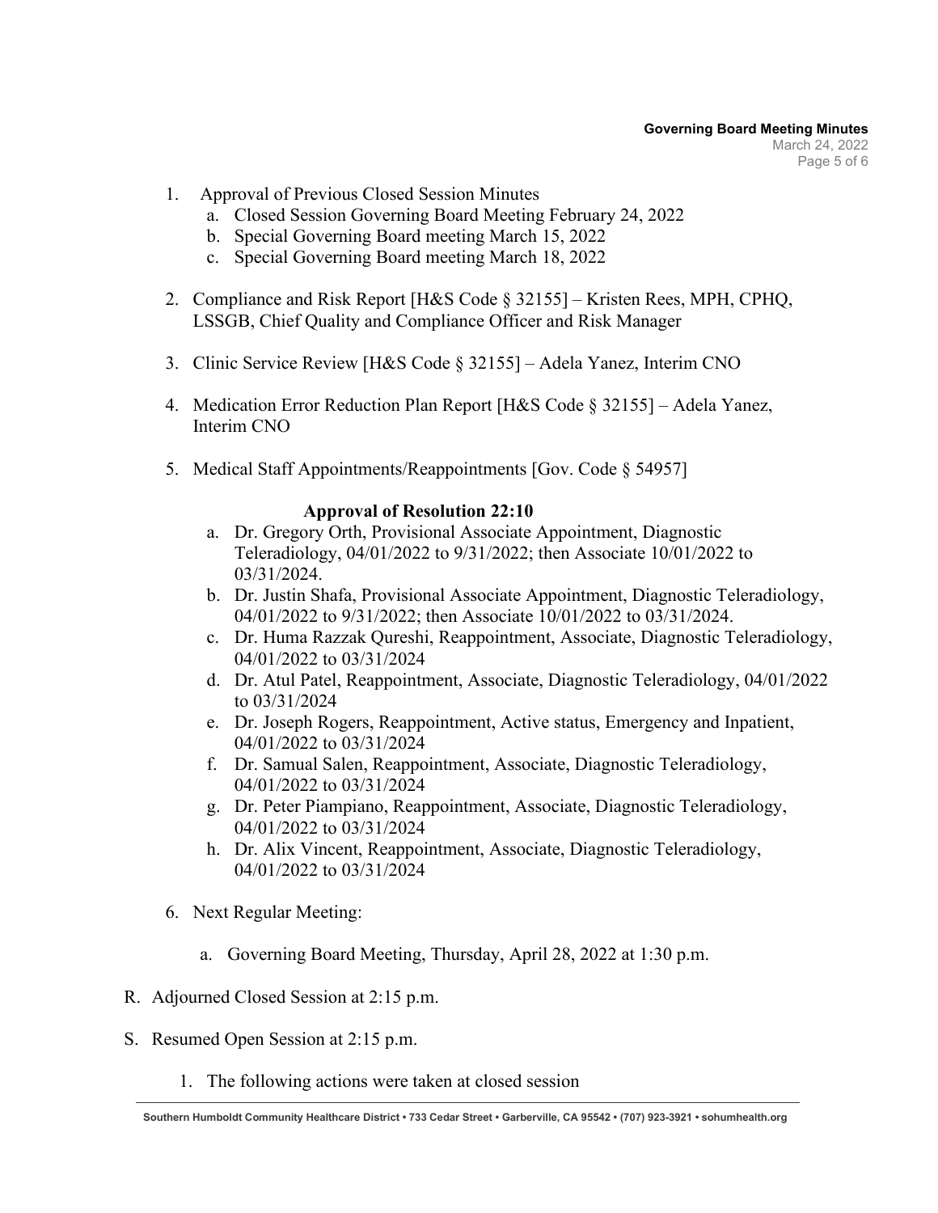1. Approval of Previous Closed Session Minutes
   a. Closed Session Governing Board Meeting February 24, 2022
   b. Special Governing Board meeting March 15, 2022
   c. Special Governing Board meeting March 18, 2022

2. Compliance and Risk Report [H&S Code § 32155] – Kristen Rees, MPH, CPHQ, LSSGB, Chief Quality and Compliance Officer and Risk Manager

3. Clinic Service Review [H&S Code § 32155] – Adela Yanez, Interim CNO

4. Medication Error Reduction Plan Report [H&S Code § 32155] – Adela Yanez, Interim CNO

5. Medical Staff Appointments/Reappointments [Gov. Code § 54957]

   **Approval of Resolution 22:10**

   a. Dr. Gregory Orth, Provisional Associate Appointment, Diagnostic Teleradiology, 04/01/2022 to 9/31/2022; then Associate 10/01/2022 to 03/31/2024.
   b. Dr. Justin Shafa, Provisional Associate Appointment, Diagnostic Teleradiology, 04/01/2022 to 9/31/2022; then Associate 10/01/2022 to 03/31/2024.
   c. Dr. Huma Razzak Qureshi, Reappointment, Associate, Diagnostic Teleradiology, 04/01/2022 to 03/31/2024
   d. Dr. Atul Patel, Reappointment, Associate, Diagnostic Teleradiology, 04/01/2022 to 03/31/2024
   e. Dr. Joseph Rogers, Reappointment, Active status, Emergency and Inpatient, 04/01/2022 to 03/31/2024
   f. Dr. Samual Salen, Reappointment, Associate, Diagnostic Teleradiology, 04/01/2022 to 03/31/2024
   g. Dr. Peter Piampiano, Reappointment, Associate, Diagnostic Teleradiology, 04/01/2022 to 03/31/2024
   h. Dr. Alix Vincent, Reappointment, Associate, Diagnostic Teleradiology, 04/01/2022 to 03/31/2024

6. Next Regular Meeting:

   a. Governing Board Meeting, Thursday, April 28, 2022 at 1:30 p.m.

R. Adjourned Closed Session at 2:15 p.m.

S. Resumed Open Session at 2:15 p.m.

   1. The following actions were taken at closed session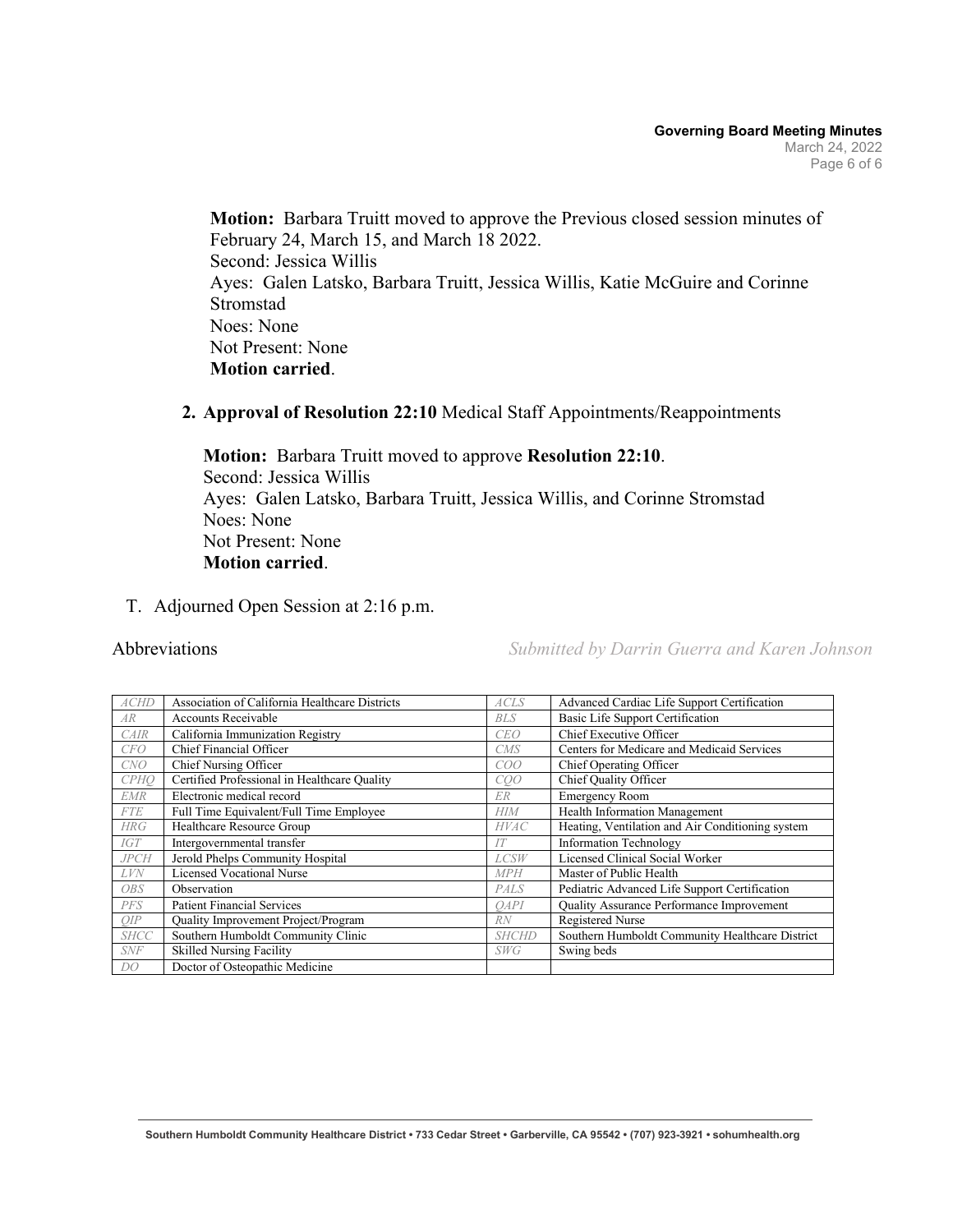**Motion:** Barbara Truitt moved to approve the Previous closed session minutes of February 24, March 15, and March 18 2022.
Second: Jessica Willis
Ayes: Galen Latsko, Barbara Truitt, Jessica Willis, Katie McGuire and Corinne Stromstad
Noes: None
Not Present: None
**Motion carried**.

2. **Approval of Resolution 22:10** Medical Staff Appointments/Reappointments

**Motion:** Barbara Truitt moved to approve **Resolution 22:10**.
Second: Jessica Willis
Ayes: Galen Latsko, Barbara Truitt, Jessica Willis, and Corinne Stromstad
Noes: None
Not Present: None
**Motion carried**.

T. Adjourned Open Session at 2:16 p.m.

Abbreviations

*Submitted by Darrin Guerra and Karen Johnson*

| | | | |
|---|---|---|---|
| *ACHD* | Association of California Healthcare Districts | *ACLS* | Advanced Cardiac Life Support Certification |
| *AR* | Accounts Receivable | *BLS* | Basic Life Support Certification |
| *CAIR* | California Immunization Registry | *CEO* | Chief Executive Officer |
| *CFO* | Chief Financial Officer | *CMS* | Centers for Medicare and Medicaid Services |
| *CNO* | Chief Nursing Officer | *COO* | Chief Operating Officer |
| *CPHQ* | Certified Professional in Healthcare Quality | *CQO* | Chief Quality Officer |
| *EMR* | Electronic medical record | *ER* | Emergency Room |
| *FTE* | Full Time Equivalent/Full Time Employee | *HIM* | Health Information Management |
| *HRG* | Healthcare Resource Group | *HVAC* | Heating, Ventilation and Air Conditioning system |
| *IGT* | Intergovernmental transfer | *IT* | Information Technology |
| *JPCH* | Jerold Phelps Community Hospital | *LCSW* | Licensed Clinical Social Worker |
| *LVN* | Licensed Vocational Nurse | *MPH* | Master of Public Health |
| *OBS* | Observation | *PALS* | Pediatric Advanced Life Support Certification |
| *PFS* | Patient Financial Services | *QAPI* | Quality Assurance Performance Improvement |
| *QIP* | Quality Improvement Project/Program | *RN* | Registered Nurse |
| *SHCC* | Southern Humboldt Community Clinic | *SHCHD* | Southern Humboldt Community Healthcare District |
| *SNF* | Skilled Nursing Facility | *SWG* | Swing beds |
| *DO* | Doctor of Osteopathic Medicine | | |